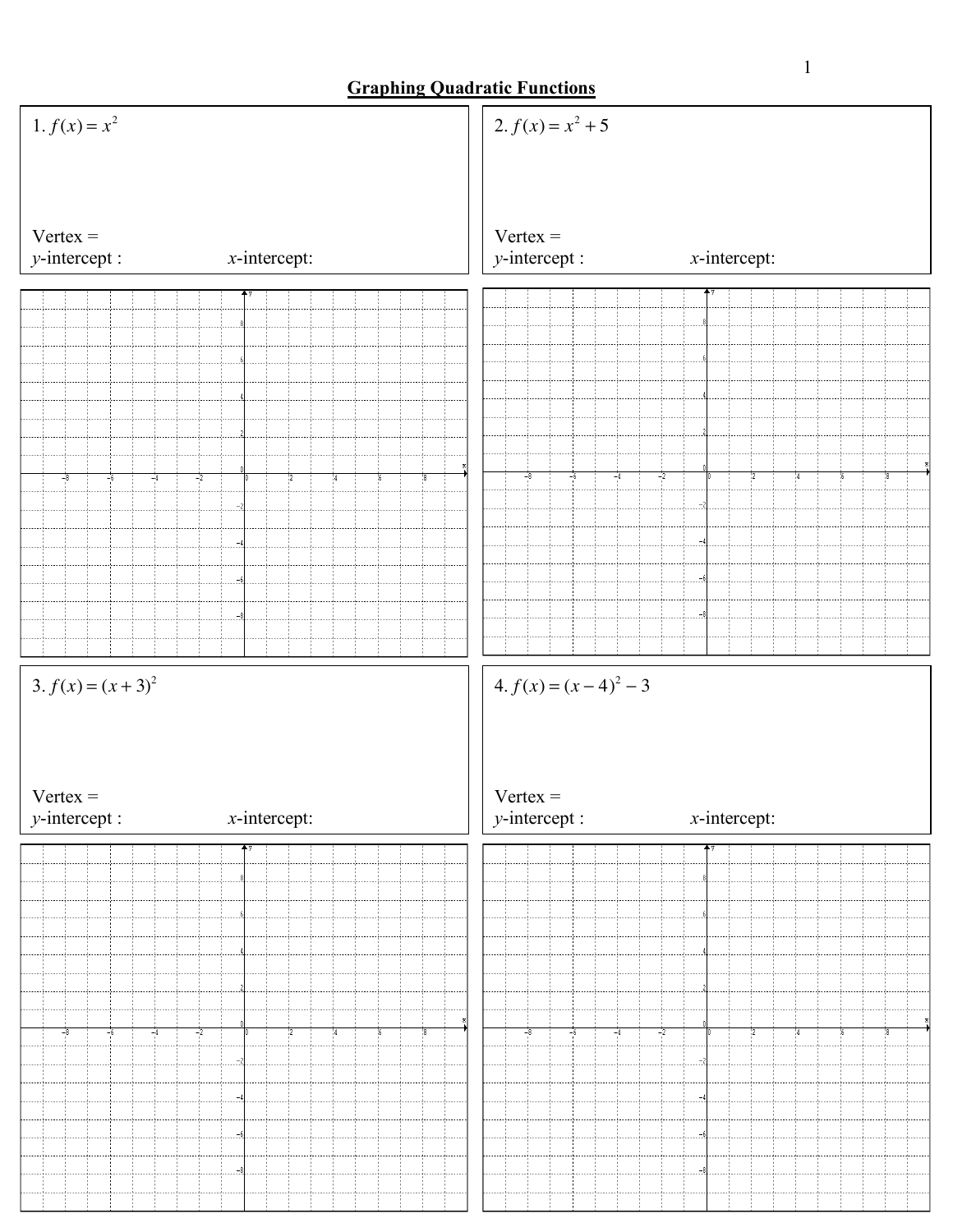# Graphing Quadratic Functions

1. $f(x) = x^2$

Vertex =

$y$-intercept :

$x$-intercept:

2. $f(x) = x^2 + 5$

Vertex =

$y$-intercept :

$x$-intercept:

3. $f(x) = (x + 3)^2$

Vertex =

$y$-intercept :

$x$-intercept:

4. $f(x) = (x - 4)^2 - 3$

Vertex =

$y$-intercept :

$x$-intercept: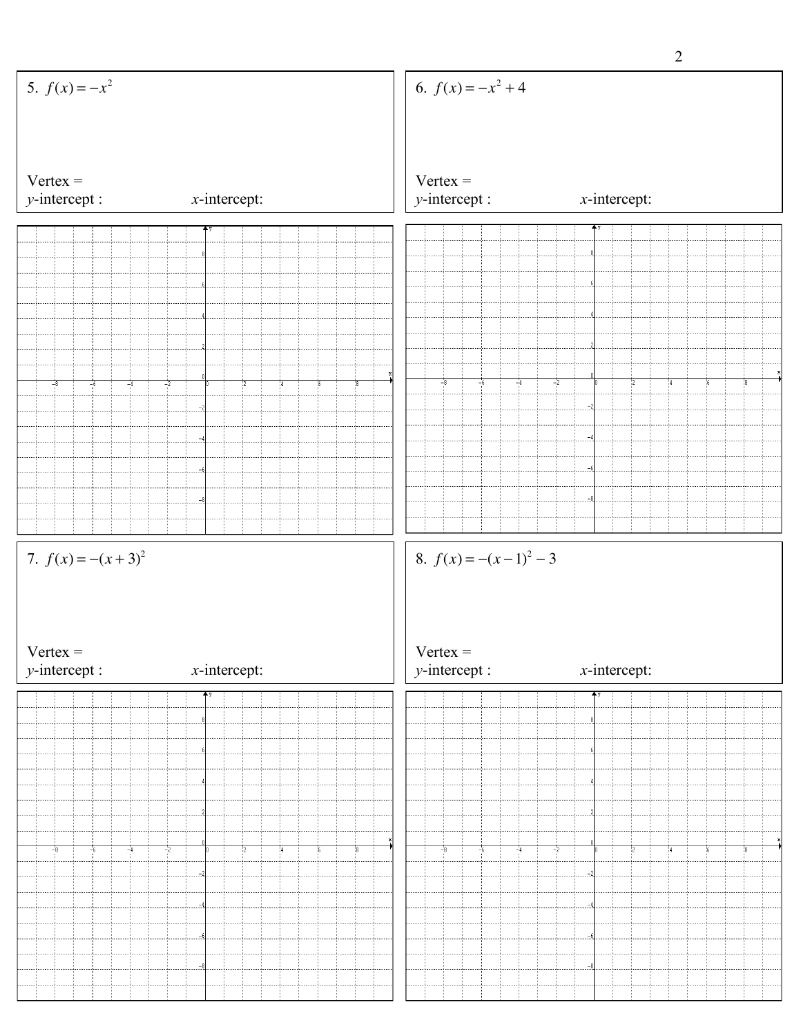5. $f(x) = -x^2$

Vertex =

$y$-intercept : $x$-intercept:

6. $f(x) = -x^2 + 4$

Vertex =

$y$-intercept : $x$-intercept:

7. $f(x) = -(x+3)^2$

Vertex =

$y$-intercept : $x$-intercept:

8. $f(x) = -(x-1)^2 - 3$

Vertex =

$y$-intercept : $x$-intercept: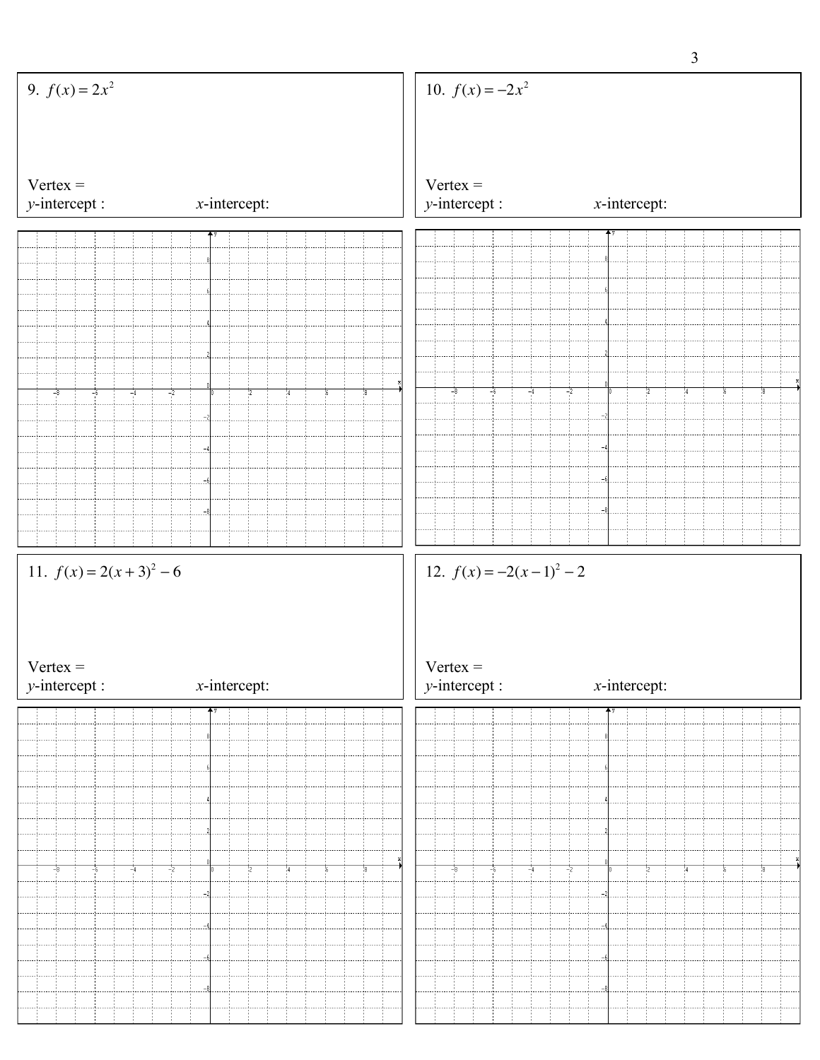9. $f(x) = 2x^2$

Vertex =

$y$-intercept :

$x$-intercept:

10. $f(x) = -2x^2$

Vertex =

$y$-intercept :

$x$-intercept:

11. $f(x) = 2(x+3)^2 - 6$

Vertex =

$y$-intercept :

$x$-intercept:

12. $f(x) = -2(x-1)^2 - 2$

Vertex =

$y$-intercept :

$x$-intercept: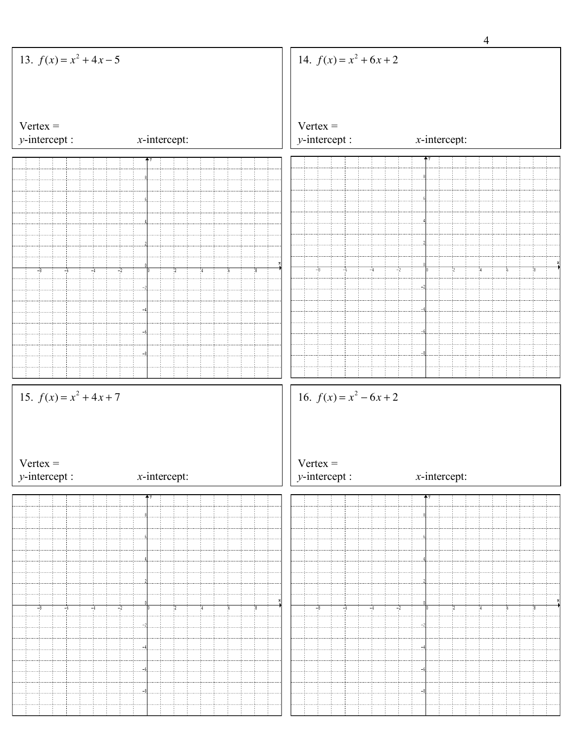13. $f(x) = x^2 + 4x - 5$

Vertex =

$y$-intercept : $x$-intercept:

14. $f(x) = x^2 + 6x + 2$

Vertex =

$y$-intercept : $x$-intercept:

15. $f(x) = x^2 + 4x + 7$

Vertex =

$y$-intercept : $x$-intercept:

16. $f(x) = x^2 - 6x + 2$

Vertex =

$y$-intercept : $x$-intercept: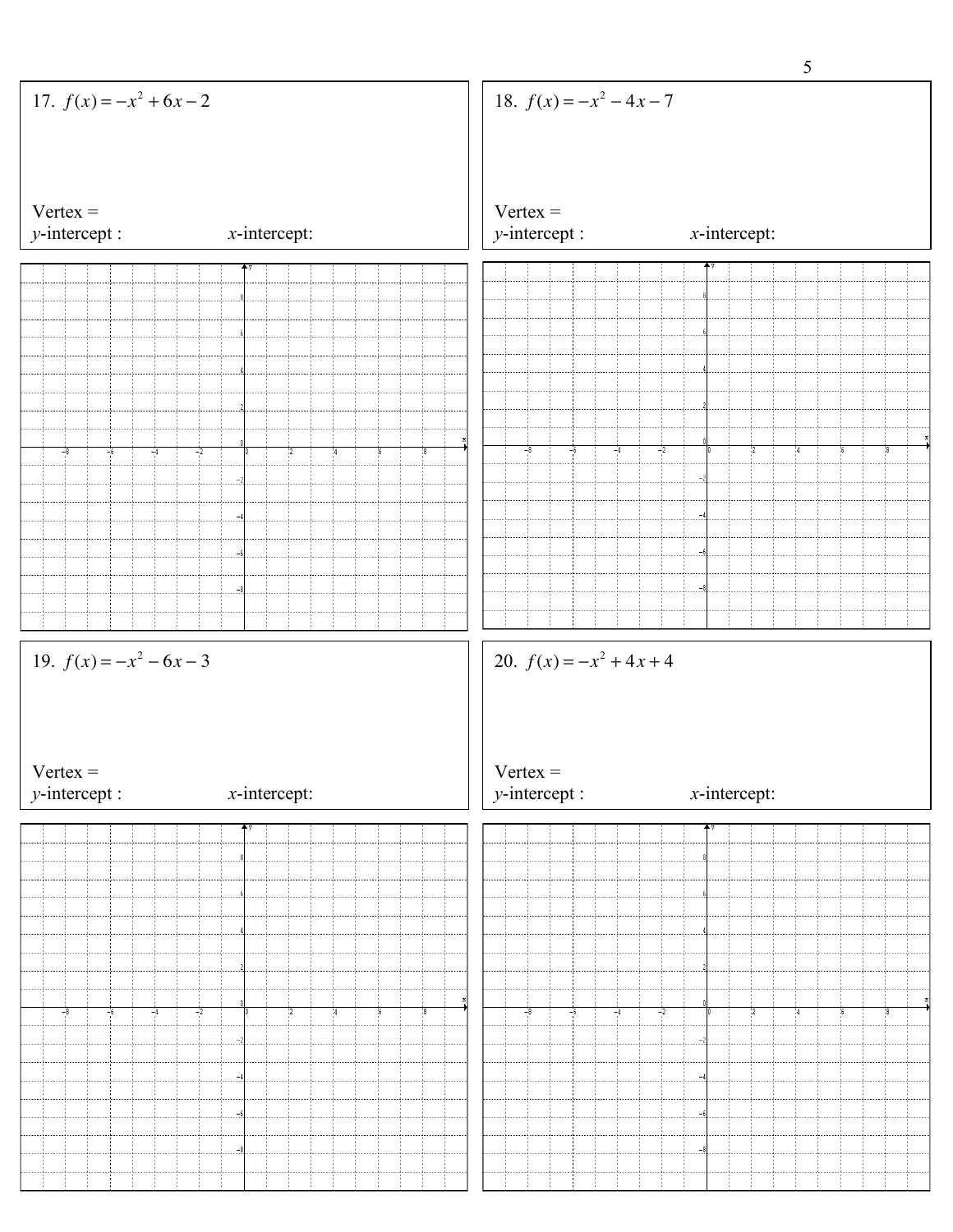17. $f(x) = -x^2 + 6x - 2$

Vertex =

$y$-intercept :　　　　　　　　$x$-intercept:

18. $f(x) = -x^2 - 4x - 7$

Vertex =

$y$-intercept :　　　　　　　　$x$-intercept:

19. $f(x) = -x^2 - 6x - 3$

Vertex =

$y$-intercept :　　　　　　　　$x$-intercept:

20. $f(x) = -x^2 + 4x + 4$

Vertex =

$y$-intercept :　　　　　　　　$x$-intercept: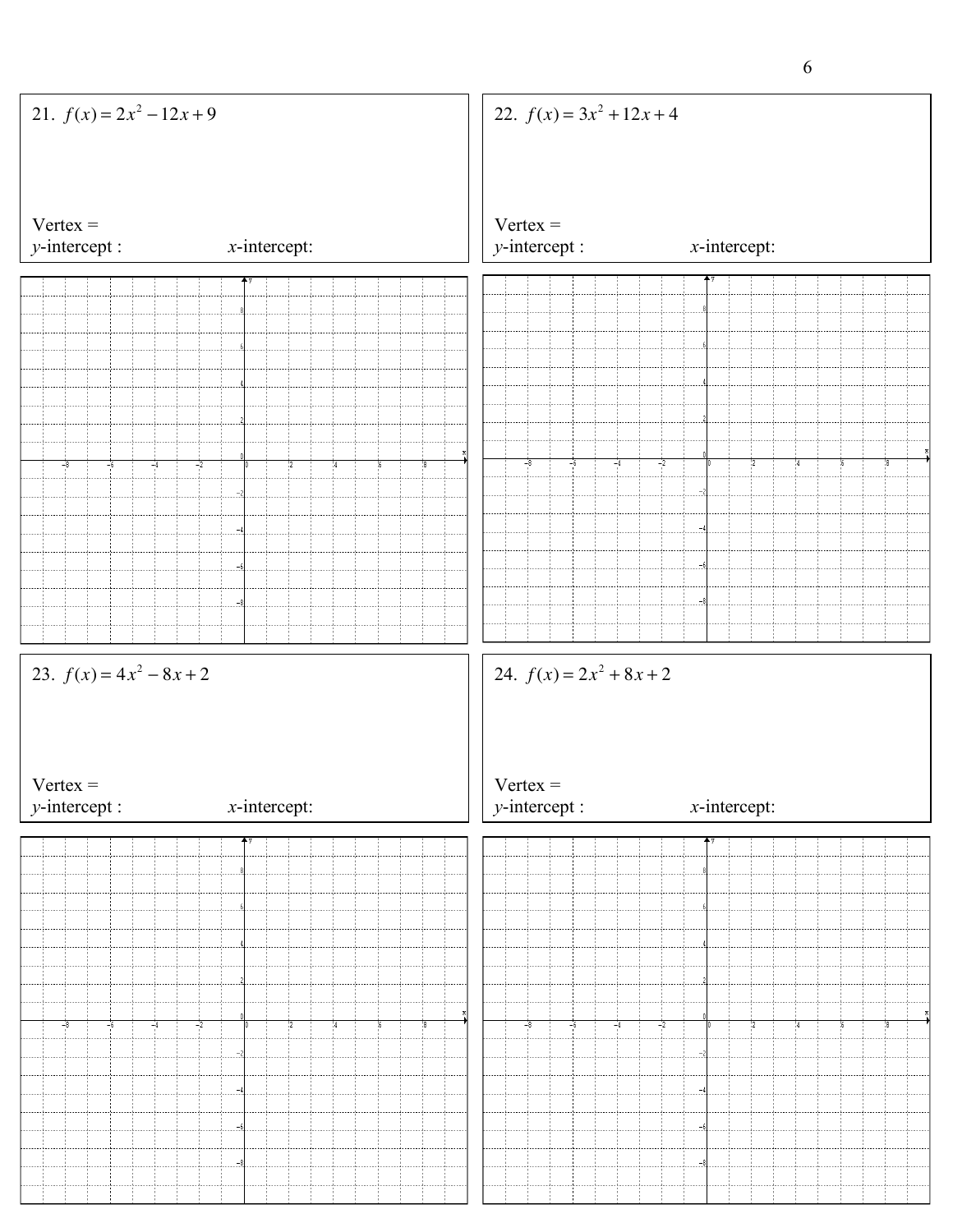21. $f(x) = 2x^2 - 12x + 9$

Vertex =

$y$-intercept : $x$-intercept:

22. $f(x) = 3x^2 + 12x + 4$

Vertex =

$y$-intercept : $x$-intercept:

23. $f(x) = 4x^2 - 8x + 2$

Vertex =

$y$-intercept : $x$-intercept:

24. $f(x) = 2x^2 + 8x + 2$

Vertex =

$y$-intercept : $x$-intercept: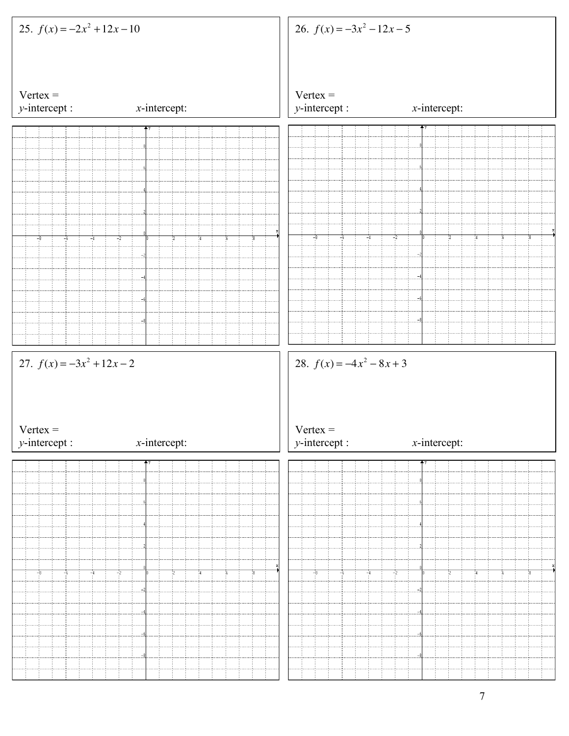25. $f(x) = -2x^2 + 12x - 10$

Vertex =

$y$-intercept : $x$-intercept:

26. $f(x) = -3x^2 - 12x - 5$

Vertex =

$y$-intercept : $x$-intercept:

27. $f(x) = -3x^2 + 12x - 2$

Vertex =

$y$-intercept : $x$-intercept:

28. $f(x) = -4x^2 - 8x + 3$

Vertex =

$y$-intercept : $x$-intercept: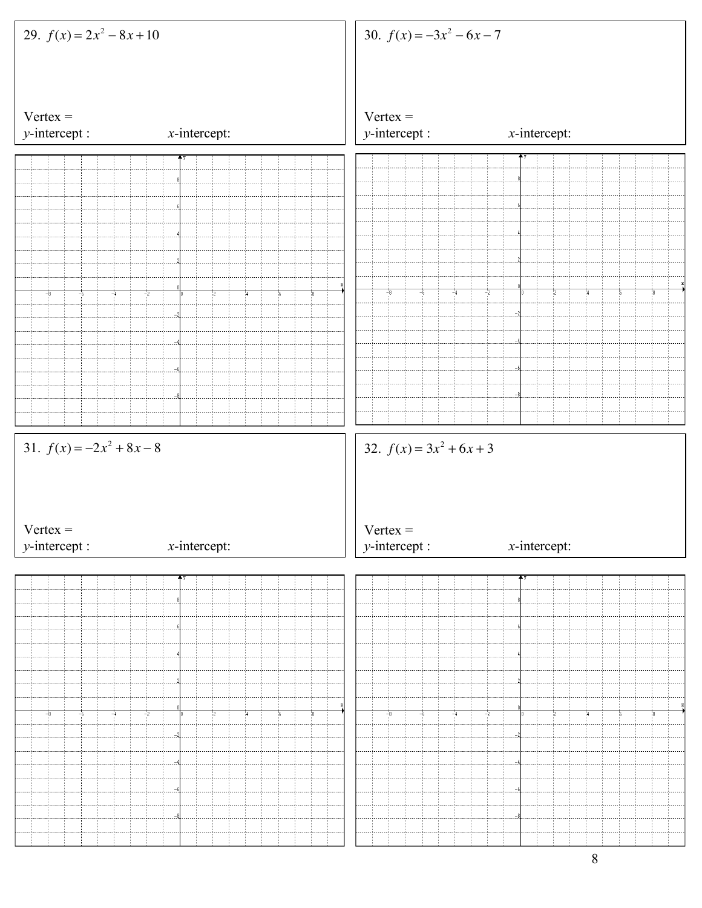29. $f(x) = 2x^2 - 8x + 10$

Vertex =

$y$-intercept :                    $x$-intercept:

30. $f(x) = -3x^2 - 6x - 7$

Vertex =

$y$-intercept :                    $x$-intercept:

31. $f(x) = -2x^2 + 8x - 8$

Vertex =

$y$-intercept :                    $x$-intercept:

32. $f(x) = 3x^2 + 6x + 3$

Vertex =

$y$-intercept :                    $x$-intercept: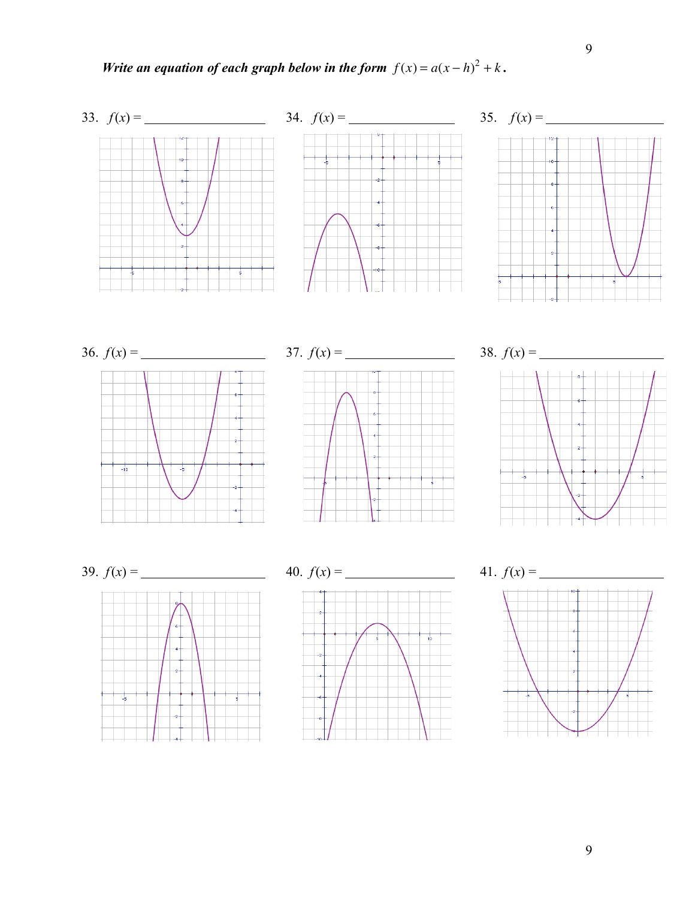***Write an equation of each graph below in the form*** $f(x) = a(x-h)^2 + k$***.***

33. $f(x) =$ ____________________

12
10
8
6
4
2
-5
5
-2

34. $f(x) =$ ____________________

2
-5
5
-2
-4
-6
-8
-10

35. $f(x) =$ ____________________

12
10
8
6
4
2
5
5
-2

36. $f(x) =$ ____________________

8
6
4
2
-10
-5
-2
-4

37. $f(x) =$ ____________________

10
8
6
4
2
-5
5
-2
-4

38. $f(x) =$ ____________________

8
6
4
2
-5
5
-2
-4

39. $f(x) =$ ____________________

8
6
4
2
-5
5
-2
-4

40. $f(x) =$ ____________________

4
2
5
10
-2
-4
-6
-8
-10

41. $f(x) =$ ____________________

10
8
6
4
2
-5
5
-2